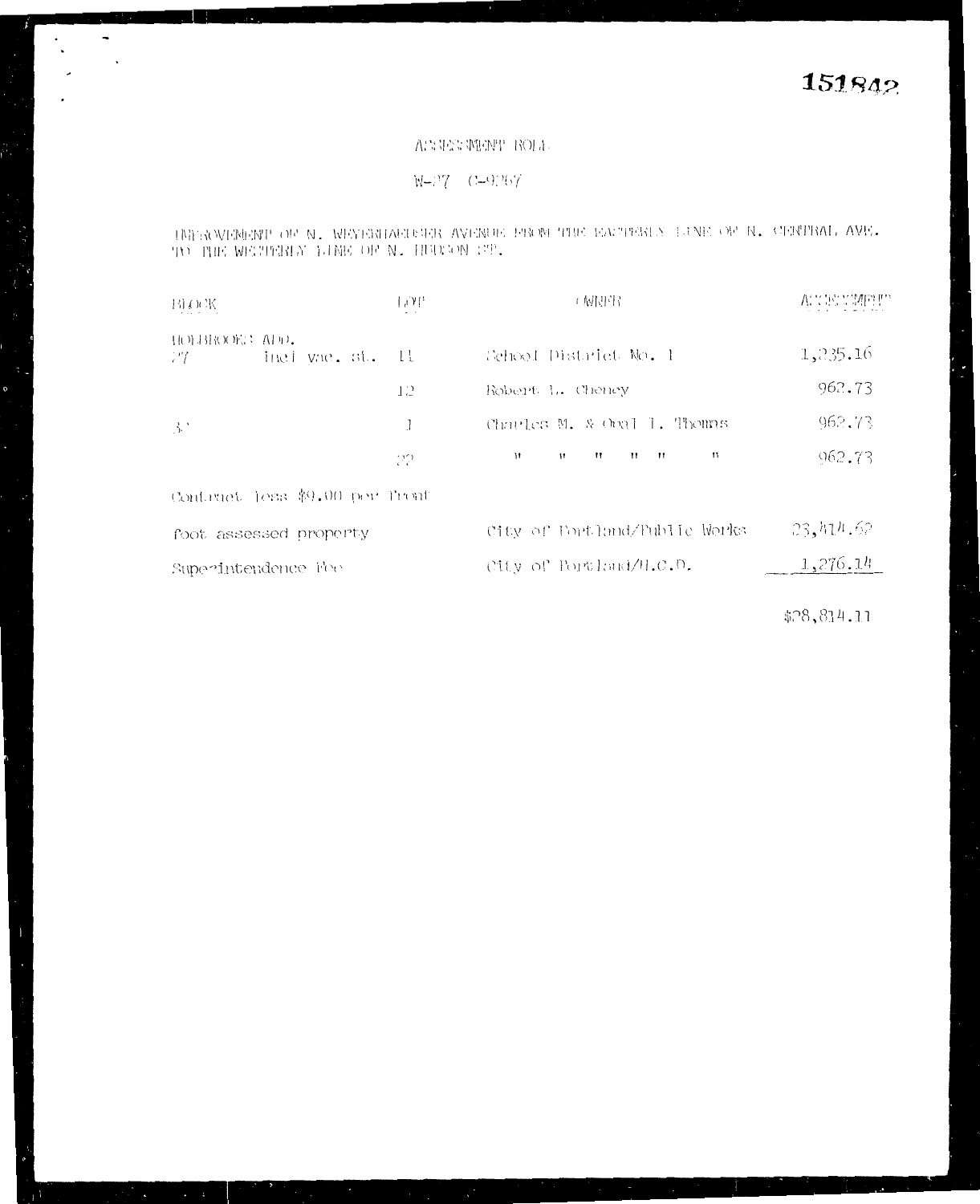151842

# ASSESSMENT ROLL

W-27 C-9267

IMPROVEMENT OF N. WEYERHAEUSER AVENUE FROM THE EASTERLY LINE OF N. CENTRAL AVE. TO THE WESTERLY LINE OF N. HUDSON ST.

| BLOCK | LOT | OWNER | ASSESSMENT |
| --- | --- | --- | --- |
| HOLBROOKS ADD. | | | |
| 27 incl vac. st. | 11 | School District No. 1 | 1,235.16 |
| | 12 | Robert L. Cheney | 962.73 |
| 32 | 1 | Charles M. & Opal I. Thoms | 962.73 |
| | 22 | " " " " " " | 962.73 |
| Contract less $9.00 per front | | | |
| foot assessed property | | City of Portland/Public Works | 23,414.62 |
| Superintendence Fee | | City of Portland/H.C.D. | 1,276.14 |
| | | | $28,814.11 |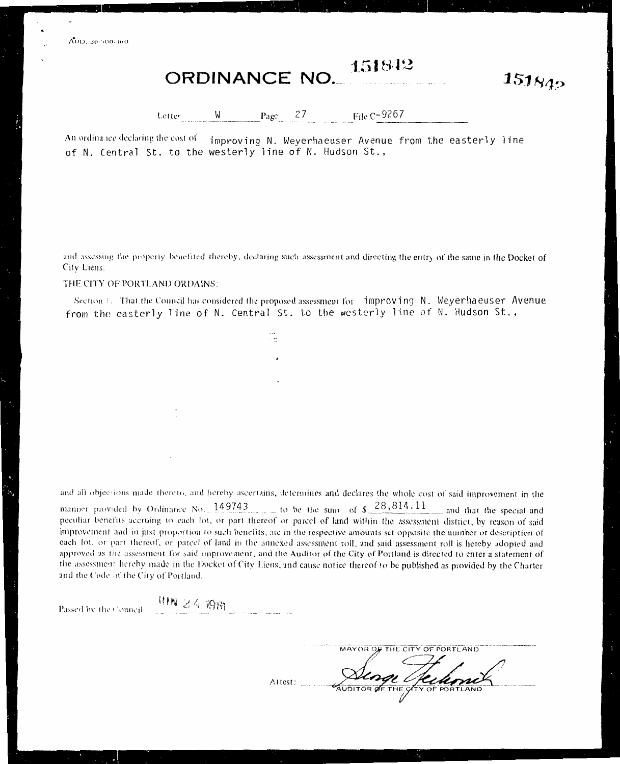AUD. 30-500-460

# ORDINANCE NO. 151842

151842

Letter W Page 27 File C-9267

An ordinance declaring the cost of improving N. Weyerhaeuser Avenue from the easterly line of N. Central St. to the westerly line of N. Hudson St.,

and assessing the property benefited thereby, declaring such assessment and directing the entry of the same in the Docket of City Liens.

THE CITY OF PORTLAND ORDAINS:

Section 1. That the Council has considered the proposed assessment for improving N. Weyerhaeuser Avenue from the easterly line of N. Central St. to the westerly line of N. Hudson St.,

and all objections made thereto, and hereby ascertains, determines and declares the whole cost of said improvement in the manner provided by Ordinance No. 149743 to be the sum of $ 28,814.11 and that the special and peculiar benefits accruing to each lot, or part thereof or parcel of land within the assessment district, by reason of said improvement and in just proportion to such benefits, are in the respective amounts set opposite the number or description of each lot, or part thereof, or parcel of land in the annexed assessment roll, and said assessment roll is hereby adopted and approved as the assessment for said improvement, and the Auditor of the City of Portland is directed to enter a statement of the assessment hereby made in the Docket of City Liens, and cause notice thereof to be published as provided by the Charter and the Code of the City of Portland.

Passed by the Council JUN 24 1981

MAYOR OF THE CITY OF PORTLAND

Attest: George Yerkovich

AUDITOR OF THE CITY OF PORTLAND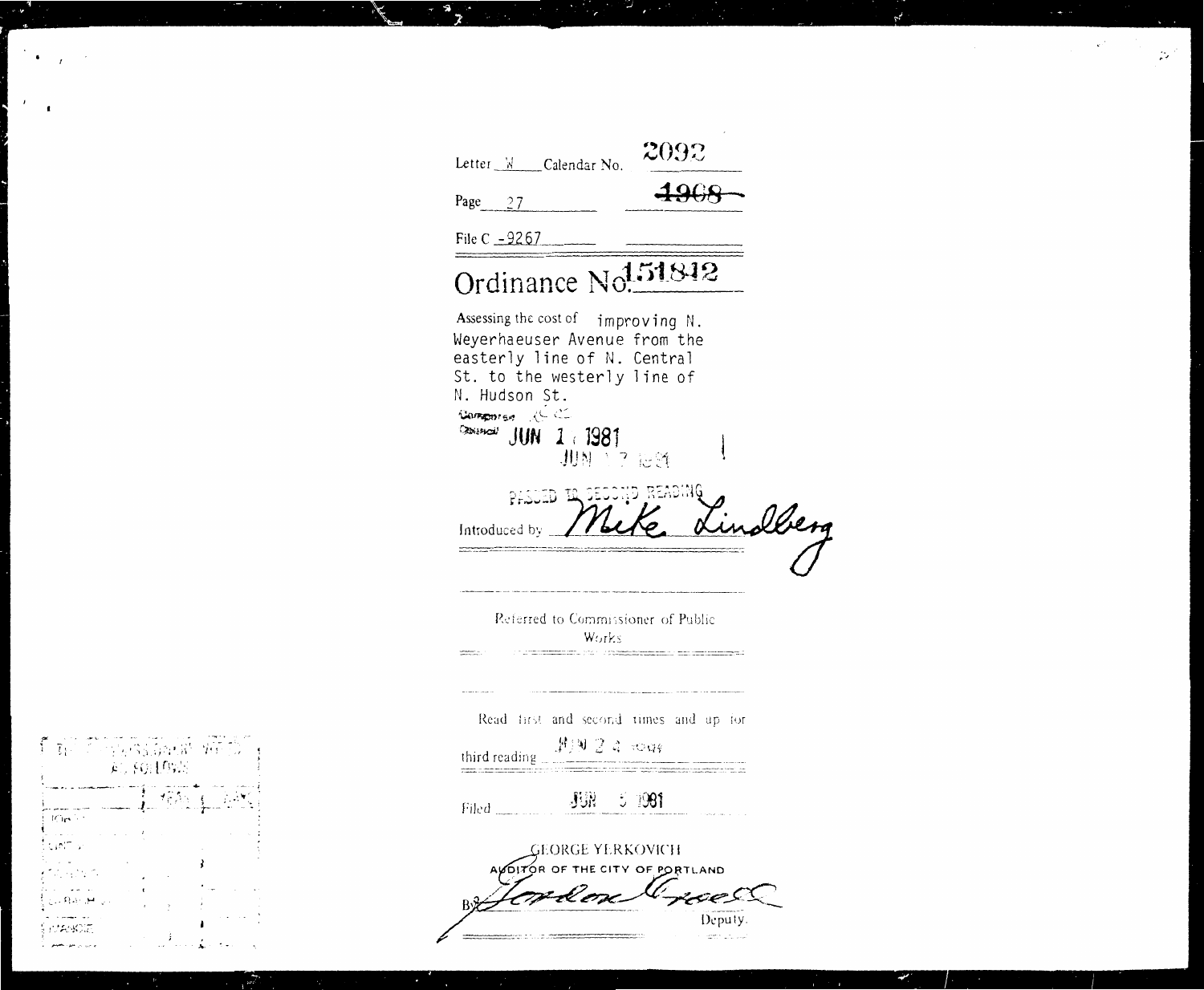Letter W Calendar No. 2092

Page 27 ~~1908~~

File C -9267

# Ordinance No. 151842

Assessing the cost of improving N. Weyerhaeuser Avenue from the easterly line of N. Central St. to the westerly line of N. Hudson St.

Council JUN 1 1981

JUN 17 1981

PASSED TO SECOND READING

Introduced by Mike Lindberg

Referred to Commissioner of Public Works

Read first and second times and up for third reading JUN 24 1981

Filed JUN 5 1981

GEORGE YERKOVICH
AUDITOR OF THE CITY OF PORTLAND

By Gordon Creed
Deputy.